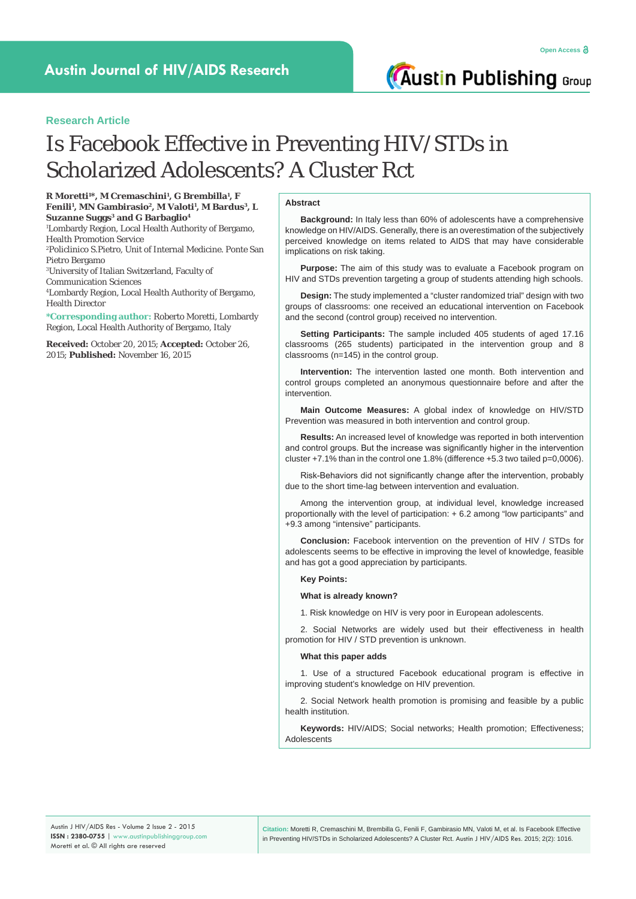**Research Article**

# Is Facebook Effective in Preventing HIV/STDs in Scholarized Adolescents? A Cluster Rct

**R Moretti[1]\*, M Cremaschini[1], G Brembilla[1], F Fenili[1], MN Gambirasio[2], M Valoti[1], M Bardus[3], L Suzanne Suggs[3] and G Barbaglio[4]**

[1]Lombardy Region, Local Health Authority of Bergamo, Health Promotion Service

[2]Policlinico S.Pietro, Unit of Internal Medicine. Ponte San Pietro Bergamo

[3]University of Italian Switzerland, Faculty of Communication Sciences

[4]Lombardy Region, Local Health Authority of Bergamo, Health Director

**\*Corresponding author:** Roberto Moretti, Lombardy Region, Local Health Authority of Bergamo, Italy

**Received:** October 20, 2015; **Accepted:** October 26, 2015; **Published:** November 16, 2015

## Abstract

**Background:** In Italy less than 60% of adolescents have a comprehensive knowledge on HIV/AIDS. Generally, there is an overestimation of the subjectively perceived knowledge on items related to AIDS that may have considerable implications on risk taking.

**Purpose:** The aim of this study was to evaluate a Facebook program on HIV and STDs prevention targeting a group of students attending high schools.

**Design:** The study implemented a "cluster randomized trial" design with two groups of classrooms: one received an educational intervention on Facebook and the second (control group) received no intervention.

**Setting Participants:** The sample included 405 students of aged 17.16 classrooms (265 students) participated in the intervention group and 8 classrooms (n=145) in the control group.

**Intervention:** The intervention lasted one month. Both intervention and control groups completed an anonymous questionnaire before and after the intervention.

**Main Outcome Measures:** A global index of knowledge on HIV/STD Prevention was measured in both intervention and control group.

**Results:** An increased level of knowledge was reported in both intervention and control groups. But the increase was significantly higher in the intervention cluster +7.1% than in the control one 1.8% (difference +5.3 two tailed p=0,0006).

Risk-Behaviors did not significantly change after the intervention, probably due to the short time-lag between intervention and evaluation.

Among the intervention group, at individual level, knowledge increased proportionally with the level of participation: + 6.2 among "low participants" and +9.3 among "intensive" participants.

**Conclusion:** Facebook intervention on the prevention of HIV / STDs for adolescents seems to be effective in improving the level of knowledge, feasible and has got a good appreciation by participants.

**Key Points:**

**What is already known?**

1. Risk knowledge on HIV is very poor in European adolescents.

2. Social Networks are widely used but their effectiveness in health promotion for HIV / STD prevention is unknown.

**What this paper adds**

1. Use of a structured Facebook educational program is effective in improving student's knowledge on HIV prevention.

2. Social Network health promotion is promising and feasible by a public health institution.

**Keywords:** HIV/AIDS; Social networks; Health promotion; Effectiveness; Adolescents

**Citation:** Moretti R, Cremaschini M, Brembilla G, Fenili F, Gambirasio MN, Valoti M, et al. Is Facebook Effective in Preventing HIV/STDs in Scholarized Adolescents? A Cluster Rct. Austin J HIV/AIDS Res. 2015; 2(2): 1016.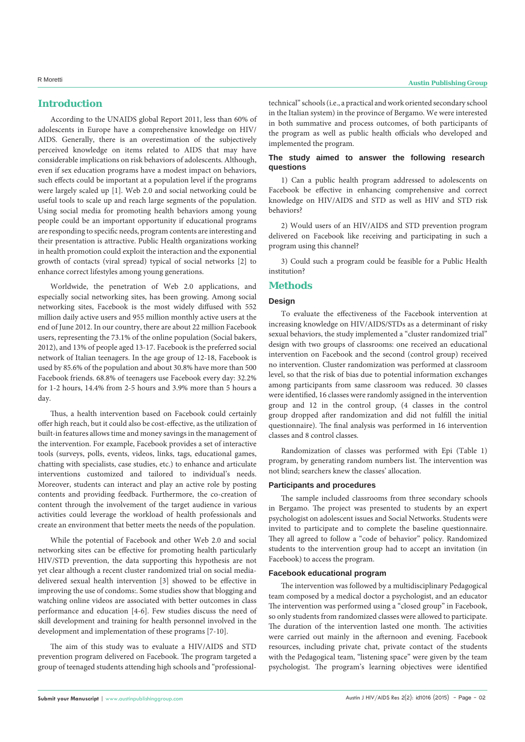## Introduction

According to the UNAIDS global Report 2011, less than 60% of adolescents in Europe have a comprehensive knowledge on HIV/AIDS. Generally, there is an overestimation of the subjectively perceived knowledge on items related to AIDS that may have considerable implications on risk behaviors of adolescents. Although, even if sex education programs have a modest impact on behaviors, such effects could be important at a population level if the programs were largely scaled up [1]. Web 2.0 and social networking could be useful tools to scale up and reach large segments of the population. Using social media for promoting health behaviors among young people could be an important opportunity if educational programs are responding to specific needs, program contents are interesting and their presentation is attractive. Public Health organizations working in health promotion could exploit the interaction and the exponential growth of contacts (viral spread) typical of social networks [2] to enhance correct lifestyles among young generations.

Worldwide, the penetration of Web 2.0 applications, and especially social networking sites, has been growing. Among social networking sites, Facebook is the most widely diffused with 552 million daily active users and 955 million monthly active users at the end of June 2012. In our country, there are about 22 million Facebook users, representing the 73.1% of the online population (Social bakers, 2012), and 13% of people aged 13-17. Facebook is the preferred social network of Italian teenagers. In the age group of 12-18, Facebook is used by 85.6% of the population and about 30.8% have more than 500 Facebook friends. 68.8% of teenagers use Facebook every day: 32.2% for 1-2 hours, 14.4% from 2-5 hours and 3.9% more than 5 hours a day.

Thus, a health intervention based on Facebook could certainly offer high reach, but it could also be cost-effective, as the utilization of built-in features allows time and money savings in the management of the intervention. For example, Facebook provides a set of interactive tools (surveys, polls, events, videos, links, tags, educational games, chatting with specialists, case studies, etc.) to enhance and articulate interventions customized and tailored to individual's needs. Moreover, students can interact and play an active role by posting contents and providing feedback. Furthermore, the co-creation of content through the involvement of the target audience in various activities could leverage the workload of health professionals and create an environment that better meets the needs of the population.

While the potential of Facebook and other Web 2.0 and social networking sites can be effective for promoting health particularly HIV/STD prevention, the data supporting this hypothesis are not yet clear although a recent cluster randomized trial on social media-delivered sexual health intervention [3] showed to be effective in improving the use of condoms:. Some studies show that blogging and watching online videos are associated with better outcomes in class performance and education [4-6]. Few studies discuss the need of skill development and training for health personnel involved in the development and implementation of these programs [7-10].

The aim of this study was to evaluate a HIV/AIDS and STD prevention program delivered on Facebook. The program targeted a group of teenaged students attending high schools and "professional-technical" schools (i.e., a practical and work oriented secondary school in the Italian system) in the province of Bergamo. We were interested in both summative and process outcomes, of both participants of the program as well as public health officials who developed and implemented the program.

### The study aimed to answer the following research questions

1) Can a public health program addressed to adolescents on Facebook be effective in enhancing comprehensive and correct knowledge on HIV/AIDS and STD as well as HIV and STD risk behaviors?

2) Would users of an HIV/AIDS and STD prevention program delivered on Facebook like receiving and participating in such a program using this channel?

3) Could such a program could be feasible for a Public Health institution?

## Methods

### Design

To evaluate the effectiveness of the Facebook intervention at increasing knowledge on HIV/AIDS/STDs as a determinant of risky sexual behaviors, the study implemented a "cluster randomized trial" design with two groups of classrooms: one received an educational intervention on Facebook and the second (control group) received no intervention. Cluster randomization was performed at classroom level, so that the risk of bias due to potential information exchanges among participants from same classroom was reduced. 30 classes were identified, 16 classes were randomly assigned in the intervention group and 12 in the control group, (4 classes in the control group dropped after randomization and did not fulfill the initial questionnaire). The final analysis was performed in 16 intervention classes and 8 control classes.

Randomization of classes was performed with Epi (Table 1) program, by generating random numbers list. The intervention was not blind; searchers knew the classes' allocation.

### Participants and procedures

The sample included classrooms from three secondary schools in Bergamo. The project was presented to students by an expert psychologist on adolescent issues and Social Networks. Students were invited to participate and to complete the baseline questionnaire. They all agreed to follow a "code of behavior" policy. Randomized students to the intervention group had to accept an invitation (in Facebook) to access the program.

### Facebook educational program

The intervention was followed by a multidisciplinary Pedagogical team composed by a medical doctor a psychologist, and an educator The intervention was performed using a "closed group" in Facebook, so only students from randomized classes were allowed to participate. The duration of the intervention lasted one month. The activities were carried out mainly in the afternoon and evening. Facebook resources, including private chat, private contact of the students with the Pedagogical team, "listening space" were given by the team psychologist. The program's learning objectives were identified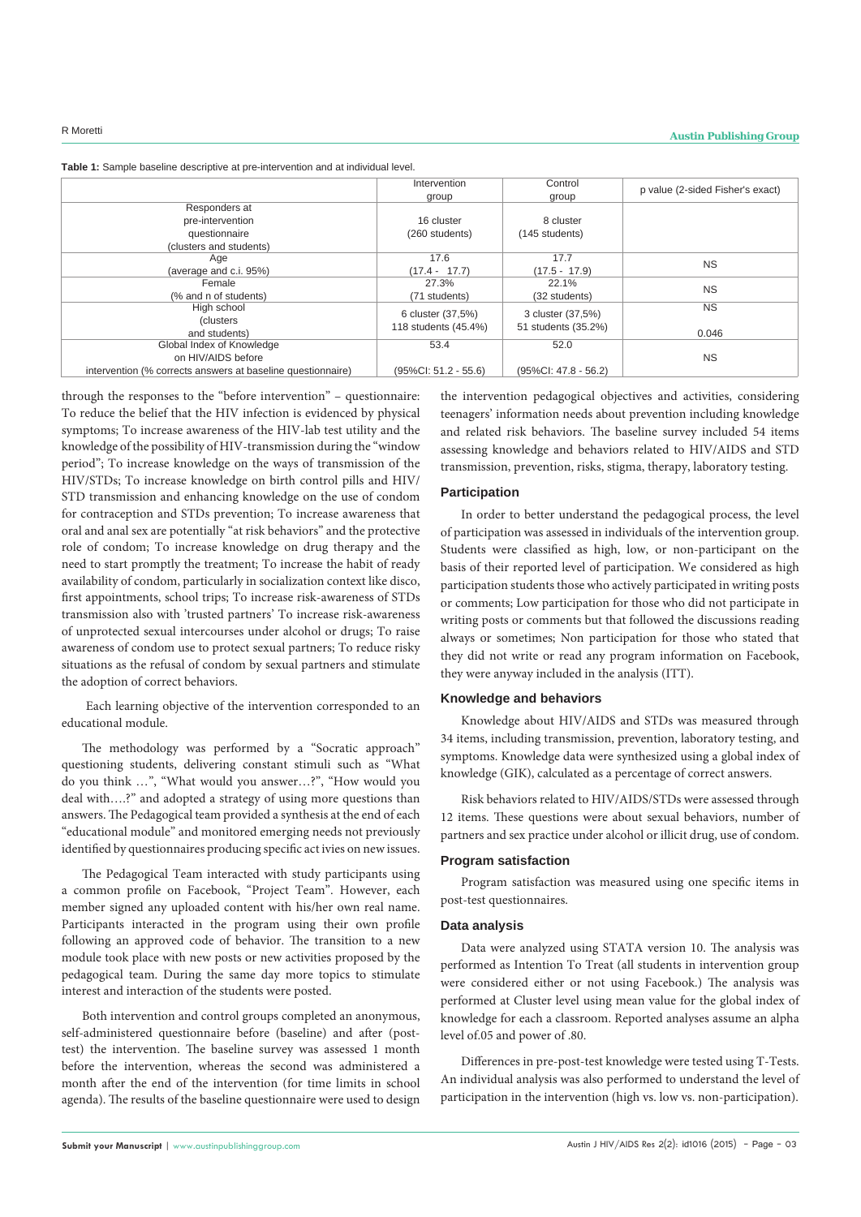**Table 1:** Sample baseline descriptive at pre-intervention and at individual level.

| | Intervention group | Control group | p value (2-sided Fisher's exact) |
|---|---|---|---|
| Responders at pre-intervention questionnaire (clusters and students) | 16 cluster (260 students) | 8 cluster (145 students) | |
| Age (average and c.i. 95%) | 17.6 (17.4 - 17.7) | 17.7 (17.5 - 17.9) | NS |
| Female (% and n of students) | 27.3% (71 students) | 22.1% (32 students) | NS |
| High school (clusters and students) | 6 cluster (37,5%) 118 students (45.4%) | 3 cluster (37,5%) 51 students (35.2%) | NS 0.046 |
| Global Index of Knowledge on HIV/AIDS before intervention (% corrects answers at baseline questionnaire) | 53.4 (95%CI: 51.2 - 55.6) | 52.0 (95%CI: 47.8 - 56.2) | NS |

through the responses to the "before intervention" – questionnaire: To reduce the belief that the HIV infection is evidenced by physical symptoms; To increase awareness of the HIV-lab test utility and the knowledge of the possibility of HIV-transmission during the "window period"; To increase knowledge on the ways of transmission of the HIV/STDs; To increase knowledge on birth control pills and HIV/STD transmission and enhancing knowledge on the use of condom for contraception and STDs prevention; To increase awareness that oral and anal sex are potentially "at risk behaviors" and the protective role of condom; To increase knowledge on drug therapy and the need to start promptly the treatment; To increase the habit of ready availability of condom, particularly in socialization context like disco, first appointments, school trips; To increase risk-awareness of STDs transmission also with 'trusted partners' To increase risk-awareness of unprotected sexual intercourses under alcohol or drugs; To raise awareness of condom use to protect sexual partners; To reduce risky situations as the refusal of condom by sexual partners and stimulate the adoption of correct behaviors.

Each learning objective of the intervention corresponded to an educational module.

The methodology was performed by a "Socratic approach" questioning students, delivering constant stimuli such as "What do you think …", "What would you answer…?", "How would you deal with….?" and adopted a strategy of using more questions than answers. The Pedagogical team provided a synthesis at the end of each "educational module" and monitored emerging needs not previously identified by questionnaires producing specific act ivies on new issues.

The Pedagogical Team interacted with study participants using a common profile on Facebook, "Project Team". However, each member signed any uploaded content with his/her own real name. Participants interacted in the program using their own profile following an approved code of behavior. The transition to a new module took place with new posts or new activities proposed by the pedagogical team. During the same day more topics to stimulate interest and interaction of the students were posted.

Both intervention and control groups completed an anonymous, self-administered questionnaire before (baseline) and after (post-test) the intervention. The baseline survey was assessed 1 month before the intervention, whereas the second was administered a month after the end of the intervention (for time limits in school agenda). The results of the baseline questionnaire were used to design the intervention pedagogical objectives and activities, considering teenagers' information needs about prevention including knowledge and related risk behaviors. The baseline survey included 54 items assessing knowledge and behaviors related to HIV/AIDS and STD transmission, prevention, risks, stigma, therapy, laboratory testing.

### Participation

In order to better understand the pedagogical process, the level of participation was assessed in individuals of the intervention group. Students were classified as high, low, or non-participant on the basis of their reported level of participation. We considered as high participation students those who actively participated in writing posts or comments; Low participation for those who did not participate in writing posts or comments but that followed the discussions reading always or sometimes; Non participation for those who stated that they did not write or read any program information on Facebook, they were anyway included in the analysis (ITT).

### Knowledge and behaviors

Knowledge about HIV/AIDS and STDs was measured through 34 items, including transmission, prevention, laboratory testing, and symptoms. Knowledge data were synthesized using a global index of knowledge (GIK), calculated as a percentage of correct answers.

Risk behaviors related to HIV/AIDS/STDs were assessed through 12 items. These questions were about sexual behaviors, number of partners and sex practice under alcohol or illicit drug, use of condom.

### Program satisfaction

Program satisfaction was measured using one specific items in post-test questionnaires.

### Data analysis

Data were analyzed using STATA version 10. The analysis was performed as Intention To Treat (all students in intervention group were considered either or not using Facebook.) The analysis was performed at Cluster level using mean value for the global index of knowledge for each a classroom. Reported analyses assume an alpha level of.05 and power of .80.

Differences in pre-post-test knowledge were tested using T-Tests. An individual analysis was also performed to understand the level of participation in the intervention (high vs. low vs. non-participation).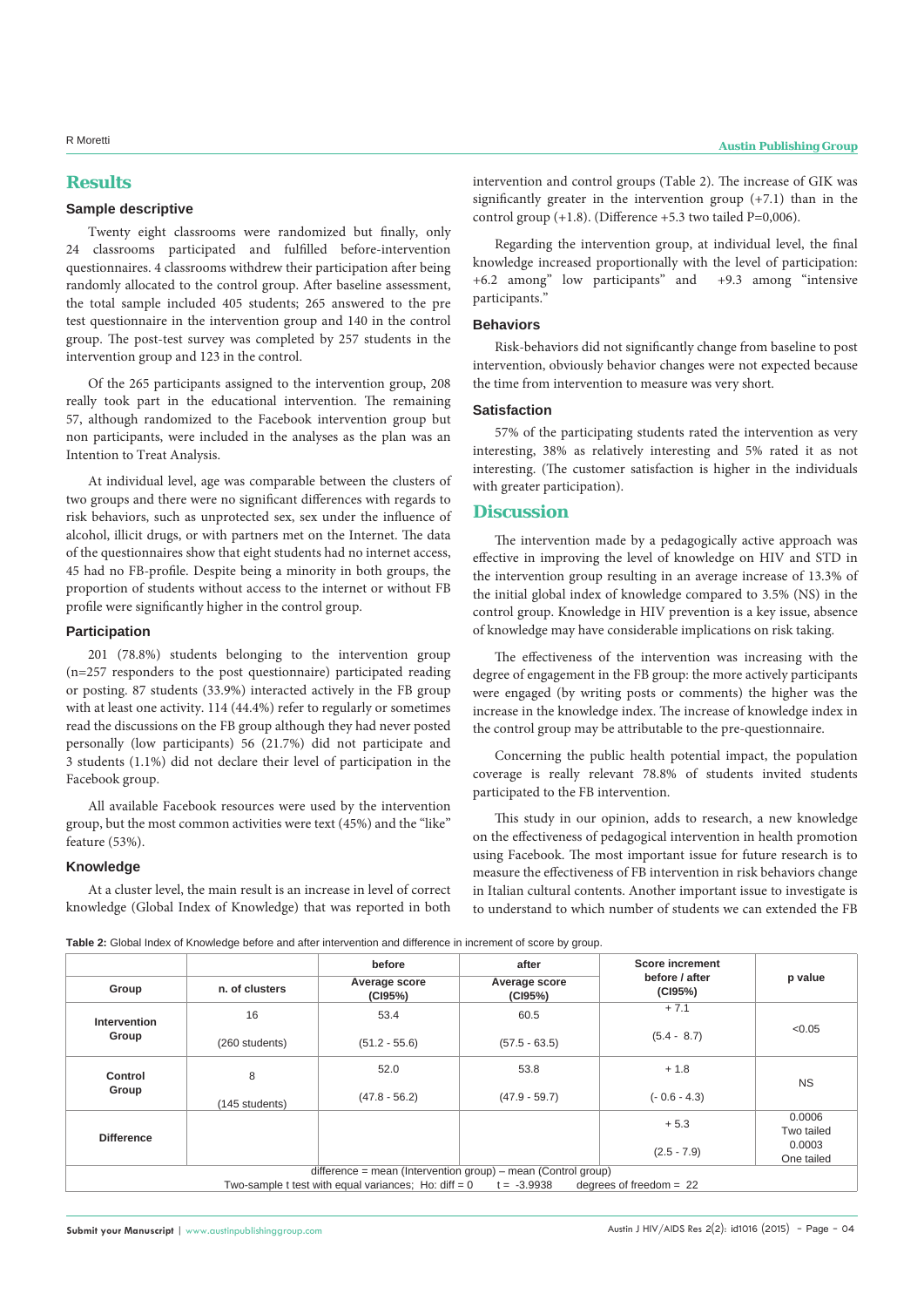## Results

### Sample descriptive

Twenty eight classrooms were randomized but finally, only 24 classrooms participated and fulfilled before-intervention questionnaires. 4 classrooms withdrew their participation after being randomly allocated to the control group. After baseline assessment, the total sample included 405 students; 265 answered to the pre test questionnaire in the intervention group and 140 in the control group. The post-test survey was completed by 257 students in the intervention group and 123 in the control.

Of the 265 participants assigned to the intervention group, 208 really took part in the educational intervention. The remaining 57, although randomized to the Facebook intervention group but non participants, were included in the analyses as the plan was an Intention to Treat Analysis.

At individual level, age was comparable between the clusters of two groups and there were no significant differences with regards to risk behaviors, such as unprotected sex, sex under the influence of alcohol, illicit drugs, or with partners met on the Internet. The data of the questionnaires show that eight students had no internet access, 45 had no FB-profile. Despite being a minority in both groups, the proportion of students without access to the internet or without FB profile were significantly higher in the control group.

### Participation

201 (78.8%) students belonging to the intervention group (n=257 responders to the post questionnaire) participated reading or posting. 87 students (33.9%) interacted actively in the FB group with at least one activity. 114 (44.4%) refer to regularly or sometimes read the discussions on the FB group although they had never posted personally (low participants) 56 (21.7%) did not participate and 3 students (1.1%) did not declare their level of participation in the Facebook group.

All available Facebook resources were used by the intervention group, but the most common activities were text (45%) and the "like" feature (53%).

### Knowledge

At a cluster level, the main result is an increase in level of correct knowledge (Global Index of Knowledge) that was reported in both intervention and control groups (Table 2). The increase of GIK was significantly greater in the intervention group (+7.1) than in the control group (+1.8). (Difference +5.3 two tailed P=0,006).

Regarding the intervention group, at individual level, the final knowledge increased proportionally with the level of participation: +6.2 among" low participants" and +9.3 among "intensive participants."

### Behaviors

Risk-behaviors did not significantly change from baseline to post intervention, obviously behavior changes were not expected because the time from intervention to measure was very short.

### Satisfaction

57% of the participating students rated the intervention as very interesting, 38% as relatively interesting and 5% rated it as not interesting. (The customer satisfaction is higher in the individuals with greater participation).

## Discussion

The intervention made by a pedagogically active approach was effective in improving the level of knowledge on HIV and STD in the intervention group resulting in an average increase of 13.3% of the initial global index of knowledge compared to 3.5% (NS) in the control group. Knowledge in HIV prevention is a key issue, absence of knowledge may have considerable implications on risk taking.

The effectiveness of the intervention was increasing with the degree of engagement in the FB group: the more actively participants were engaged (by writing posts or comments) the higher was the increase in the knowledge index. The increase of knowledge index in the control group may be attributable to the pre-questionnaire.

Concerning the public health potential impact, the population coverage is really relevant 78.8% of students invited students participated to the FB intervention.

This study in our opinion, adds to research, a new knowledge on the effectiveness of pedagogical intervention in health promotion using Facebook. The most important issue for future research is to measure the effectiveness of FB intervention in risk behaviors change in Italian cultural contents. Another important issue to investigate is to understand to which number of students we can extended the FB

**Table 2:** Global Index of Knowledge before and after intervention and difference in increment of score by group.

| Group | n. of clusters | before<br>Average score (CI95%) | after<br>Average score (CI95%) | Score increment before / after (CI95%) | p value |
|---|---|---|---|---|---|
| Intervention Group | 16<br>(260 students) | 53.4<br>(51.2 - 55.6) | 60.5<br>(57.5 - 63.5) | + 7.1<br>(5.4 - 8.7) | <0.05 |
| Control Group | 8<br>(145 students) | 52.0<br>(47.8 - 56.2) | 53.8<br>(47.9 - 59.7) | + 1.8<br>(- 0.6 - 4.3) | NS |
| Difference | | | | + 5.3<br>(2.5 - 7.9) | 0.0006 Two tailed<br>0.0003 One tailed |

difference = mean (Intervention group) – mean (Control group)
Two-sample t test with equal variances; Ho: diff = 0 t = -3.9938 degrees of freedom = 22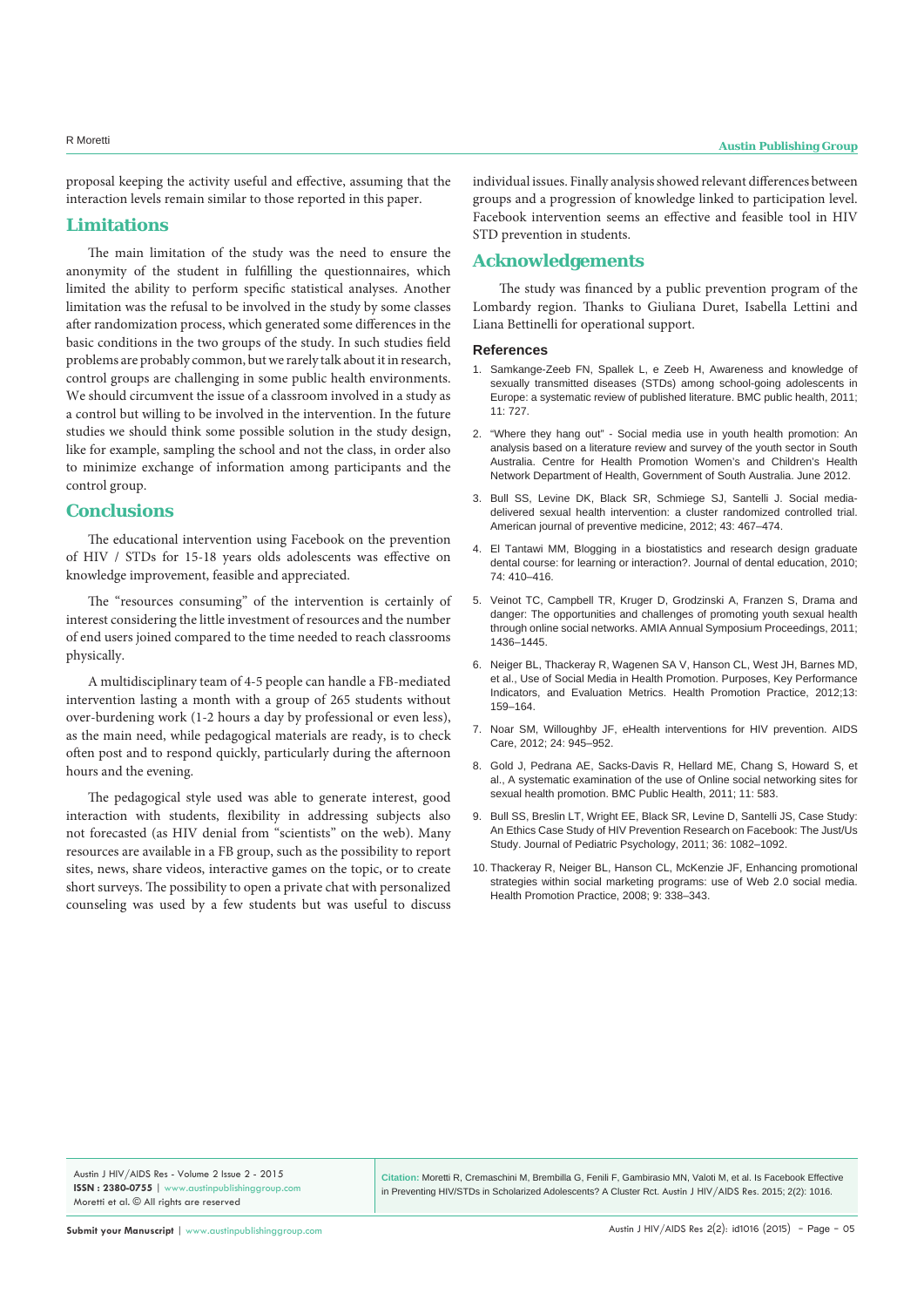proposal keeping the activity useful and effective, assuming that the interaction levels remain similar to those reported in this paper.

## Limitations

The main limitation of the study was the need to ensure the anonymity of the student in fulfilling the questionnaires, which limited the ability to perform specific statistical analyses. Another limitation was the refusal to be involved in the study by some classes after randomization process, which generated some differences in the basic conditions in the two groups of the study. In such studies field problems are probably common, but we rarely talk about it in research, control groups are challenging in some public health environments. We should circumvent the issue of a classroom involved in a study as a control but willing to be involved in the intervention. In the future studies we should think some possible solution in the study design, like for example, sampling the school and not the class, in order also to minimize exchange of information among participants and the control group.

## Conclusions

The educational intervention using Facebook on the prevention of HIV / STDs for 15-18 years olds adolescents was effective on knowledge improvement, feasible and appreciated.

The "resources consuming" of the intervention is certainly of interest considering the little investment of resources and the number of end users joined compared to the time needed to reach classrooms physically.

A multidisciplinary team of 4-5 people can handle a FB-mediated intervention lasting a month with a group of 265 students without over-burdening work (1-2 hours a day by professional or even less), as the main need, while pedagogical materials are ready, is to check often post and to respond quickly, particularly during the afternoon hours and the evening.

The pedagogical style used was able to generate interest, good interaction with students, flexibility in addressing subjects also not forecasted (as HIV denial from "scientists" on the web). Many resources are available in a FB group, such as the possibility to report sites, news, share videos, interactive games on the topic, or to create short surveys. The possibility to open a private chat with personalized counseling was used by a few students but was useful to discuss individual issues. Finally analysis showed relevant differences between groups and a progression of knowledge linked to participation level. Facebook intervention seems an effective and feasible tool in HIV STD prevention in students.

## Acknowledgements

The study was financed by a public prevention program of the Lombardy region. Thanks to Giuliana Duret, Isabella Lettini and Liana Bettinelli for operational support.

### References

1. Samkange-Zeeb FN, Spallek L, e Zeeb H, Awareness and knowledge of sexually transmitted diseases (STDs) among school-going adolescents in Europe: a systematic review of published literature. BMC public health, 2011; 11: 727.
2. "Where they hang out" - Social media use in youth health promotion: An analysis based on a literature review and survey of the youth sector in South Australia. Centre for Health Promotion Women's and Children's Health Network Department of Health, Government of South Australia. June 2012.
3. Bull SS, Levine DK, Black SR, Schmiege SJ, Santelli J. Social media-delivered sexual health intervention: a cluster randomized controlled trial. American journal of preventive medicine, 2012; 43: 467–474.
4. El Tantawi MM, Blogging in a biostatistics and research design graduate dental course: for learning or interaction?. Journal of dental education, 2010; 74: 410–416.
5. Veinot TC, Campbell TR, Kruger D, Grodzinski A, Franzen S, Drama and danger: The opportunities and challenges of promoting youth sexual health through online social networks. AMIA Annual Symposium Proceedings, 2011; 1436–1445.
6. Neiger BL, Thackeray R, Wagenen SA V, Hanson CL, West JH, Barnes MD, et al., Use of Social Media in Health Promotion. Purposes, Key Performance Indicators, and Evaluation Metrics. Health Promotion Practice, 2012;13: 159–164.
7. Noar SM, Willoughby JF, eHealth interventions for HIV prevention. AIDS Care, 2012; 24: 945–952.
8. Gold J, Pedrana AE, Sacks-Davis R, Hellard ME, Chang S, Howard S, et al., A systematic examination of the use of Online social networking sites for sexual health promotion. BMC Public Health, 2011; 11: 583.
9. Bull SS, Breslin LT, Wright EE, Black SR, Levine D, Santelli JS, Case Study: An Ethics Case Study of HIV Prevention Research on Facebook: The Just/Us Study. Journal of Pediatric Psychology, 2011; 36: 1082–1092.
10. Thackeray R, Neiger BL, Hanson CL, McKenzie JF, Enhancing promotional strategies within social marketing programs: use of Web 2.0 social media. Health Promotion Practice, 2008; 9: 338–343.

**Citation:** Moretti R, Cremaschini M, Brembilla G, Fenili F, Gambirasio MN, Valoti M, et al. Is Facebook Effective in Preventing HIV/STDs in Scholarized Adolescents? A Cluster Rct. Austin J HIV/AIDS Res. 2015; 2(2): 1016.